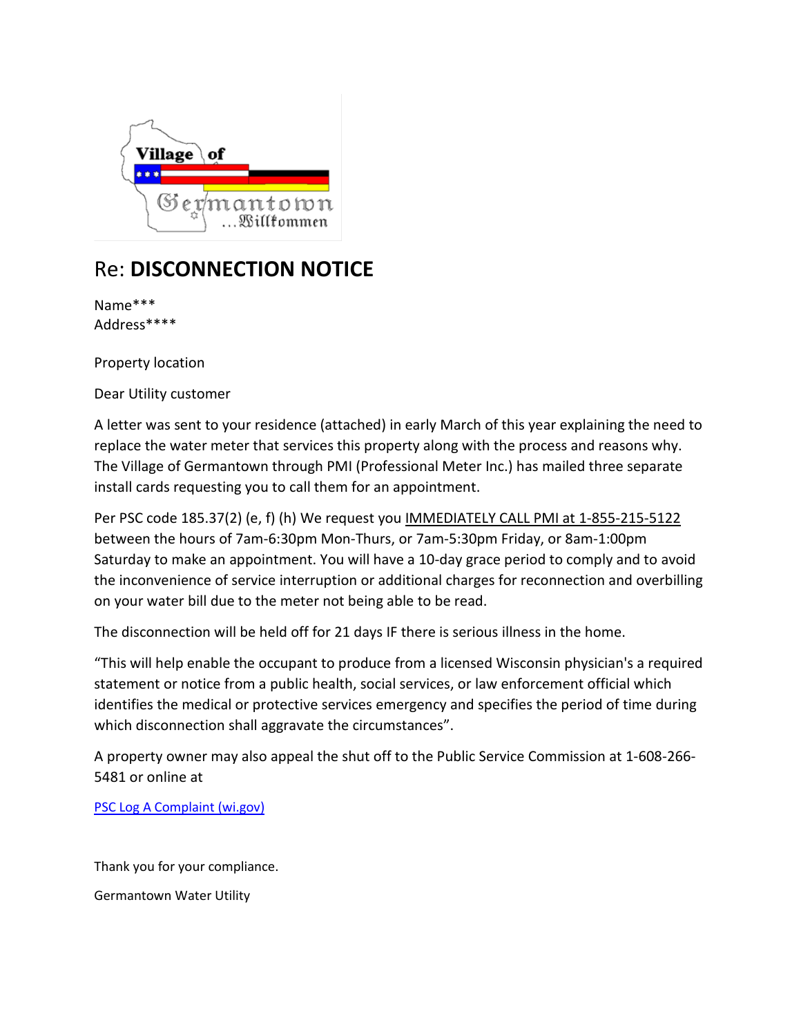# Re: **DISCONNECTION NOTICE**

Name***
Address****

Property location

Dear Utility customer

A letter was sent to your residence (attached) in early March of this year explaining the need to replace the water meter that services this property along with the process and reasons why. The Village of Germantown through PMI (Professional Meter Inc.) has mailed three separate install cards requesting you to call them for an appointment.

Per PSC code 185.37(2) (e, f) (h) We request you IMMEDIATELY CALL PMI at 1-855-215-5122 between the hours of 7am-6:30pm Mon-Thurs, or 7am-5:30pm Friday, or 8am-1:00pm Saturday to make an appointment. You will have a 10-day grace period to comply and to avoid the inconvenience of service interruption or additional charges for reconnection and overbilling on your water bill due to the meter not being able to be read.

The disconnection will be held off for 21 days IF there is serious illness in the home.

"This will help enable the occupant to produce from a licensed Wisconsin physician's a required statement or notice from a public health, social services, or law enforcement official which identifies the medical or protective services emergency and specifies the period of time during which disconnection shall aggravate the circumstances".

A property owner may also appeal the shut off to the Public Service Commission at 1-608-266-5481 or online at

PSC Log A Complaint (wi.gov)

Thank you for your compliance.

Germantown Water Utility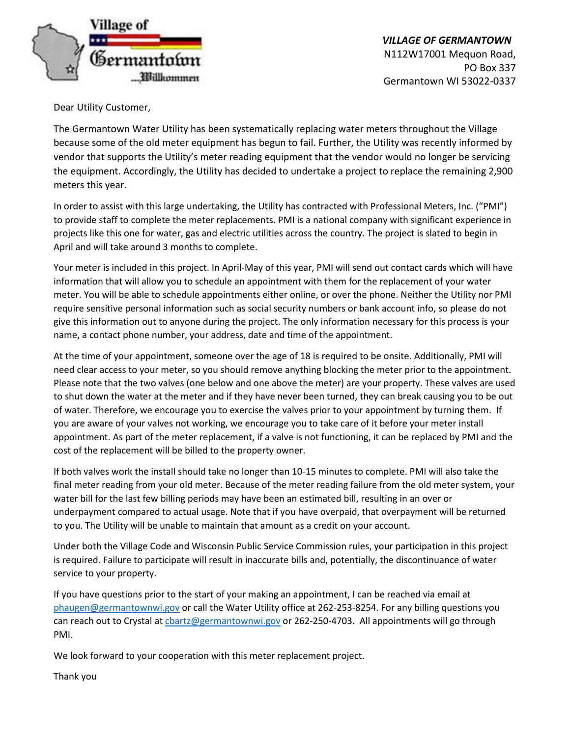Village of Germantown ...Willkommen

***VILLAGE OF GERMANTOWN***
N112W17001 Mequon Road,
PO Box 337
Germantown WI 53022-0337

Dear Utility Customer,

The Germantown Water Utility has been systematically replacing water meters throughout the Village because some of the old meter equipment has begun to fail. Further, the Utility was recently informed by vendor that supports the Utility's meter reading equipment that the vendor would no longer be servicing the equipment. Accordingly, the Utility has decided to undertake a project to replace the remaining 2,900 meters this year.

In order to assist with this large undertaking, the Utility has contracted with Professional Meters, Inc. ("PMI") to provide staff to complete the meter replacements. PMI is a national company with significant experience in projects like this one for water, gas and electric utilities across the country. The project is slated to begin in April and will take around 3 months to complete.

Your meter is included in this project. In April-May of this year, PMI will send out contact cards which will have information that will allow you to schedule an appointment with them for the replacement of your water meter. You will be able to schedule appointments either online, or over the phone. Neither the Utility nor PMI require sensitive personal information such as social security numbers or bank account info, so please do not give this information out to anyone during the project. The only information necessary for this process is your name, a contact phone number, your address, date and time of the appointment.

At the time of your appointment, someone over the age of 18 is required to be onsite. Additionally, PMI will need clear access to your meter, so you should remove anything blocking the meter prior to the appointment. Please note that the two valves (one below and one above the meter) are your property. These valves are used to shut down the water at the meter and if they have never been turned, they can break causing you to be out of water. Therefore, we encourage you to exercise the valves prior to your appointment by turning them. If you are aware of your valves not working, we encourage you to take care of it before your meter install appointment. As part of the meter replacement, if a valve is not functioning, it can be replaced by PMI and the cost of the replacement will be billed to the property owner.

If both valves work the install should take no longer than 10-15 minutes to complete. PMI will also take the final meter reading from your old meter. Because of the meter reading failure from the old meter system, your water bill for the last few billing periods may have been an estimated bill, resulting in an over or underpayment compared to actual usage. Note that if you have overpaid, that overpayment will be returned to you. The Utility will be unable to maintain that amount as a credit on your account.

Under both the Village Code and Wisconsin Public Service Commission rules, your participation in this project is required. Failure to participate will result in inaccurate bills and, potentially, the discontinuance of water service to your property.

If you have questions prior to the start of your making an appointment, I can be reached via email at phaugen@germantownwi.gov or call the Water Utility office at 262-253-8254. For any billing questions you can reach out to Crystal at cbartz@germantownwi.gov or 262-250-4703. All appointments will go through PMI.

We look forward to your cooperation with this meter replacement project.

Thank you